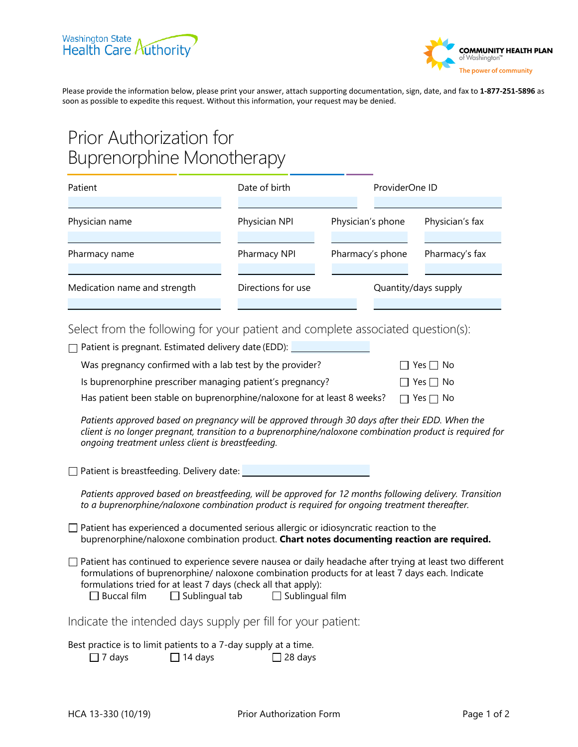Washington State Health Care Authority

COMMUNITY HEALTH PLAN of Washington™ The power of community

Please provide the information below, please print your answer, attach supporting documentation, sign, date, and fax to **1-877-251-5896** as soon as possible to expedite this request. Without this information, your request may be denied.

# Prior Authorization for Buprenorphine Monotherapy

| Patient | Date of birth | ProviderOne ID | |
|---|---|---|---|
| | | | |
| **Physician name** | **Physician NPI** | **Physician's phone** | **Physician's fax** |
| | | | |
| **Pharmacy name** | **Pharmacy NPI** | **Pharmacy's phone** | **Pharmacy's fax** |
| | | | |
| **Medication name and strength** | **Directions for use** | **Quantity/days supply** | |
| | | | |

## Select from the following for your patient and complete associated question(s):

☐ Patient is pregnant. Estimated delivery date (EDD): ____________

Was pregnancy confirmed with a lab test by the provider? ☐ Yes ☐ No

Is buprenorphine prescriber managing patient's pregnancy? ☐ Yes ☐ No

Has patient been stable on buprenorphine/naloxone for at least 8 weeks? ☐ Yes ☐ No

*Patients approved based on pregnancy will be approved through 30 days after their EDD. When the client is no longer pregnant, transition to a buprenorphine/naloxone combination product is required for ongoing treatment unless client is breastfeeding.*

☐ Patient is breastfeeding. Delivery date: ____________

*Patients approved based on breastfeeding, will be approved for 12 months following delivery. Transition to a buprenorphine/naloxone combination product is required for ongoing treatment thereafter.*

☐ Patient has experienced a documented serious allergic or idiosyncratic reaction to the buprenorphine/naloxone combination product. **Chart notes documenting reaction are required.**

☐ Patient has continued to experience severe nausea or daily headache after trying at least two different formulations of buprenorphine/ naloxone combination products for at least 7 days each. Indicate formulations tried for at least 7 days (check all that apply):

☐ Buccal film ☐ Sublingual tab ☐ Sublingual film

## Indicate the intended days supply per fill for your patient:

Best practice is to limit patients to a 7-day supply at a time.

☐ 7 days ☐ 14 days ☐ 28 days

HCA 13-330 (10/19) Prior Authorization Form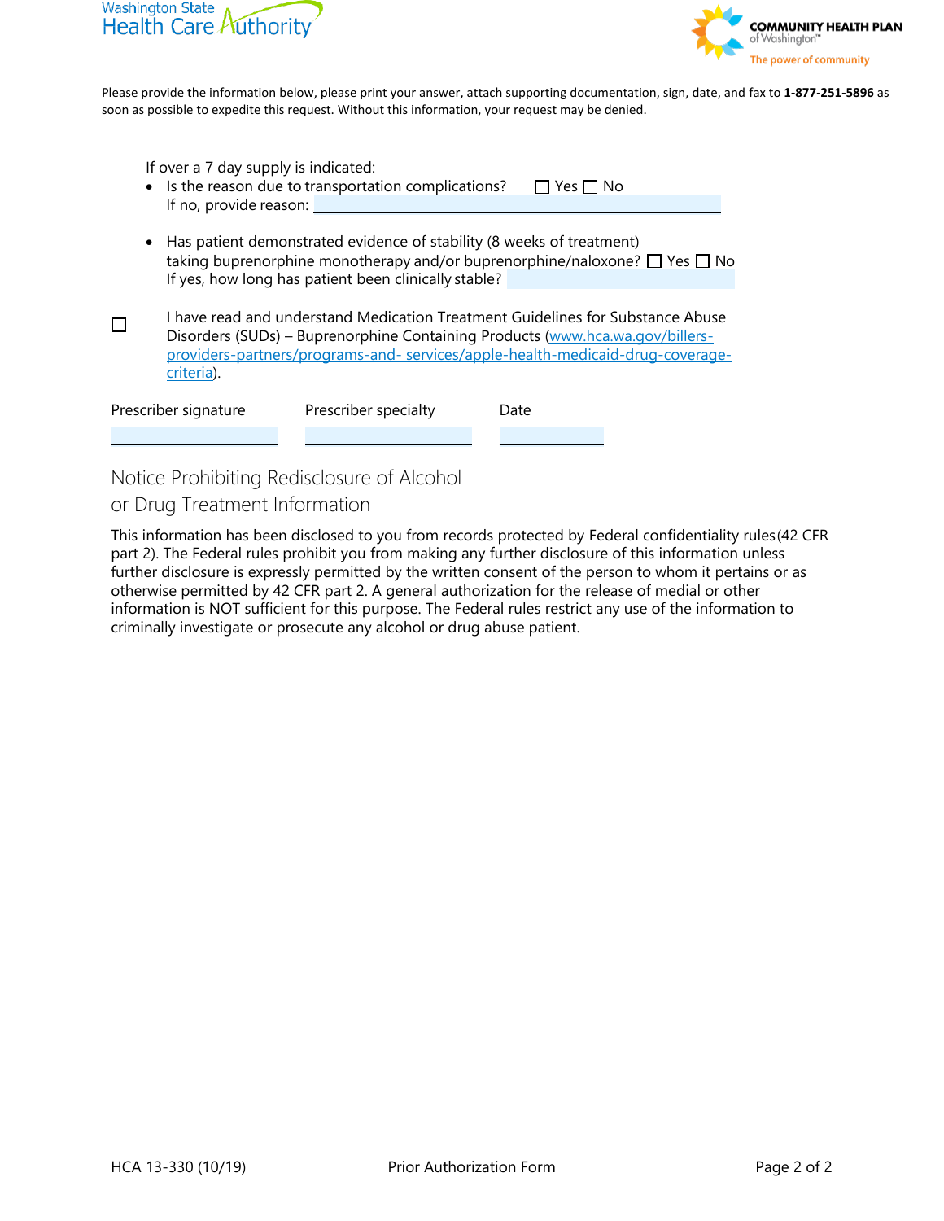Please provide the information below, please print your answer, attach supporting documentation, sign, date, and fax to **1-877-251-5896** as soon as possible to expedite this request. Without this information, your request may be denied.

If over a 7 day supply is indicated:

- Is the reason due to transportation complications? ☐ Yes ☐ No
  If no, provide reason: \_\_\_\_\_\_\_\_\_\_\_\_\_\_\_\_\_\_\_\_

- Has patient demonstrated evidence of stability (8 weeks of treatment) taking buprenorphine monotherapy and/or buprenorphine/naloxone? ☐ Yes ☐ No
  If yes, how long has patient been clinically stable? \_\_\_\_\_\_\_\_\_\_\_\_\_\_\_\_\_\_\_\_

☐ I have read and understand Medication Treatment Guidelines for Substance Abuse Disorders (SUDs) – Buprenorphine Containing Products (www.hca.wa.gov/billers-providers-partners/programs-and- services/apple-health-medicaid-drug-coverage-criteria).

| Prescriber signature | Prescriber specialty | Date |
|---|---|---|
| | | |

## Notice Prohibiting Redisclosure of Alcohol or Drug Treatment Information

This information has been disclosed to you from records protected by Federal confidentiality rules (42 CFR part 2). The Federal rules prohibit you from making any further disclosure of this information unless further disclosure is expressly permitted by the written consent of the person to whom it pertains or as otherwise permitted by 42 CFR part 2. A general authorization for the release of medial or other information is NOT sufficient for this purpose. The Federal rules restrict any use of the information to criminally investigate or prosecute any alcohol or drug abuse patient.

HCA 13-330 (10/19) Prior Authorization Form